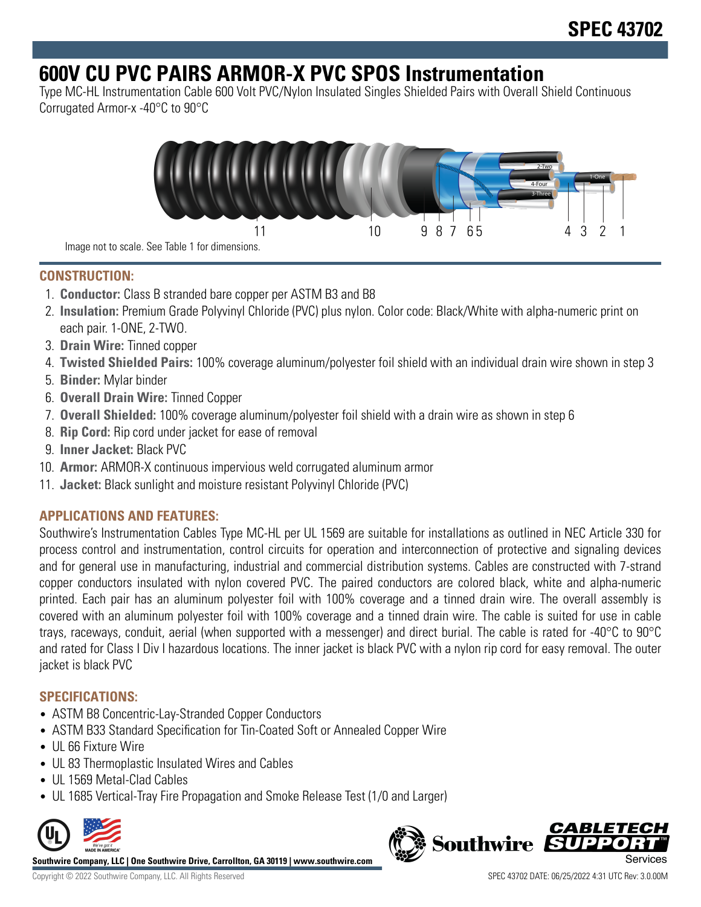SPEC 43702

# 600V CU PVC PAIRS ARMOR-X PVC SPOS Instrumentation

Type MC-HL Instrumentation Cable 600 Volt PVC/Nylon Insulated Singles Shielded Pairs with Overall Shield Continuous Corrugated Armor-x -40°C to 90°C

Image not to scale. See Table 1 for dimensions.

## CONSTRUCTION:

1. **Conductor:** Class B stranded bare copper per ASTM B3 and B8
2. **Insulation:** Premium Grade Polyvinyl Chloride (PVC) plus nylon. Color code: Black/White with alpha-numeric print on each pair. 1-ONE, 2-TWO.
3. **Drain Wire:** Tinned copper
4. **Twisted Shielded Pairs:** 100% coverage aluminum/polyester foil shield with an individual drain wire shown in step 3
5. **Binder:** Mylar binder
6. **Overall Drain Wire:** Tinned Copper
7. **Overall Shielded:** 100% coverage aluminum/polyester foil shield with a drain wire as shown in step 6
8. **Rip Cord:** Rip cord under jacket for ease of removal
9. **Inner Jacket:** Black PVC
10. **Armor:** ARMOR-X continuous impervious weld corrugated aluminum armor
11. **Jacket:** Black sunlight and moisture resistant Polyvinyl Chloride (PVC)

## APPLICATIONS AND FEATURES:

Southwire's Instrumentation Cables Type MC-HL per UL 1569 are suitable for installations as outlined in NEC Article 330 for process control and instrumentation, control circuits for operation and interconnection of protective and signaling devices and for general use in manufacturing, industrial and commercial distribution systems. Cables are constructed with 7-strand copper conductors insulated with nylon covered PVC. The paired conductors are colored black, white and alpha-numeric printed. Each pair has an aluminum polyester foil with 100% coverage and a tinned drain wire. The overall assembly is covered with an aluminum polyester foil with 100% coverage and a tinned drain wire. The cable is suited for use in cable trays, raceways, conduit, aerial (when supported with a messenger) and direct burial. The cable is rated for -40°C to 90°C and rated for Class I Div I hazardous locations. The inner jacket is black PVC with a nylon rip cord for easy removal. The outer jacket is black PVC

## SPECIFICATIONS:

- ASTM B8 Concentric-Lay-Stranded Copper Conductors
- ASTM B33 Standard Specification for Tin-Coated Soft or Annealed Copper Wire
- UL 66 Fixture Wire
- UL 83 Thermoplastic Insulated Wires and Cables
- UL 1569 Metal-Clad Cables
- UL 1685 Vertical-Tray Fire Propagation and Smoke Release Test (1/0 and Larger)

**Southwire Company, LLC | One Southwire Drive, Carrollton, GA 30119 | www.southwire.com**

Copyright © 2022 Southwire Company, LLC. All Rights Reserved

SPEC 43702 DATE: 06/25/2022 4:31 UTC Rev: 3.0.00M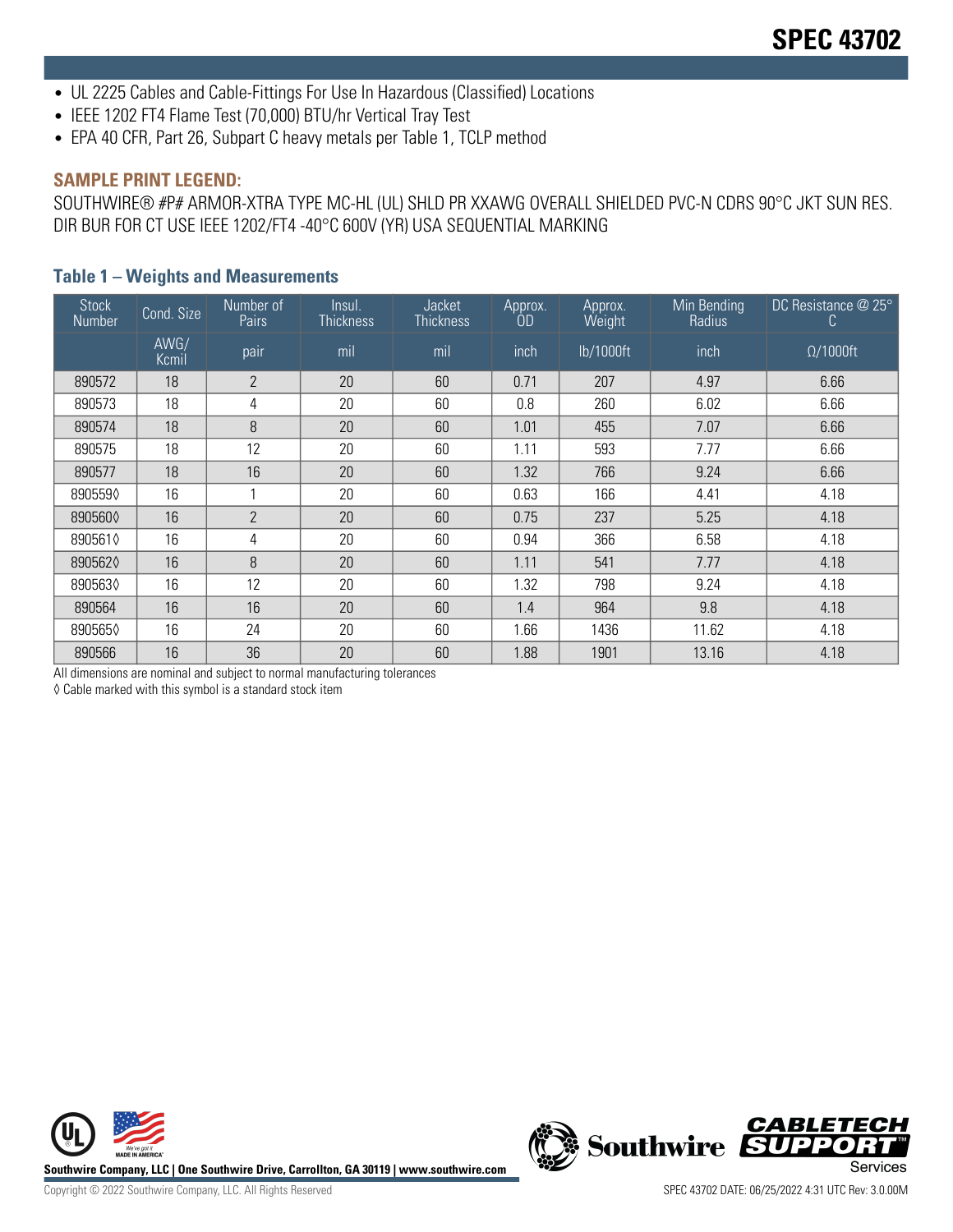- UL 2225 Cables and Cable-Fittings For Use In Hazardous (Classified) Locations
- IEEE 1202 FT4 Flame Test (70,000) BTU/hr Vertical Tray Test
- EPA 40 CFR, Part 26, Subpart C heavy metals per Table 1, TCLP method

### SAMPLE PRINT LEGEND:

SOUTHWIRE® #P# ARMOR-XTRA TYPE MC-HL (UL) SHLD PR XXAWG OVERALL SHIELDED PVC-N CDRS 90°C JKT SUN RES. DIR BUR FOR CT USE IEEE 1202/FT4 -40°C 600V (YR) USA SEQUENTIAL MARKING

### Table 1 – Weights and Measurements

| Stock Number | Cond. Size | Number of Pairs | Insul. Thickness | Jacket Thickness | Approx. OD | Approx. Weight | Min Bending Radius | DC Resistance @ 25° C |
|---|---|---|---|---|---|---|---|---|
| | AWG/ Kcmil | pair | mil | mil | inch | lb/1000ft | inch | Ω/1000ft |
| 890572 | 18 | 2 | 20 | 60 | 0.71 | 207 | 4.97 | 6.66 |
| 890573 | 18 | 4 | 20 | 60 | 0.8 | 260 | 6.02 | 6.66 |
| 890574 | 18 | 8 | 20 | 60 | 1.01 | 455 | 7.07 | 6.66 |
| 890575 | 18 | 12 | 20 | 60 | 1.11 | 593 | 7.77 | 6.66 |
| 890577 | 18 | 16 | 20 | 60 | 1.32 | 766 | 9.24 | 6.66 |
| 890559◊ | 16 | 1 | 20 | 60 | 0.63 | 166 | 4.41 | 4.18 |
| 890560◊ | 16 | 2 | 20 | 60 | 0.75 | 237 | 5.25 | 4.18 |
| 890561◊ | 16 | 4 | 20 | 60 | 0.94 | 366 | 6.58 | 4.18 |
| 890562◊ | 16 | 8 | 20 | 60 | 1.11 | 541 | 7.77 | 4.18 |
| 890563◊ | 16 | 12 | 20 | 60 | 1.32 | 798 | 9.24 | 4.18 |
| 890564 | 16 | 16 | 20 | 60 | 1.4 | 964 | 9.8 | 4.18 |
| 890565◊ | 16 | 24 | 20 | 60 | 1.66 | 1436 | 11.62 | 4.18 |
| 890566 | 16 | 36 | 20 | 60 | 1.88 | 1901 | 13.16 | 4.18 |

All dimensions are nominal and subject to normal manufacturing tolerances

◊ Cable marked with this symbol is a standard stock item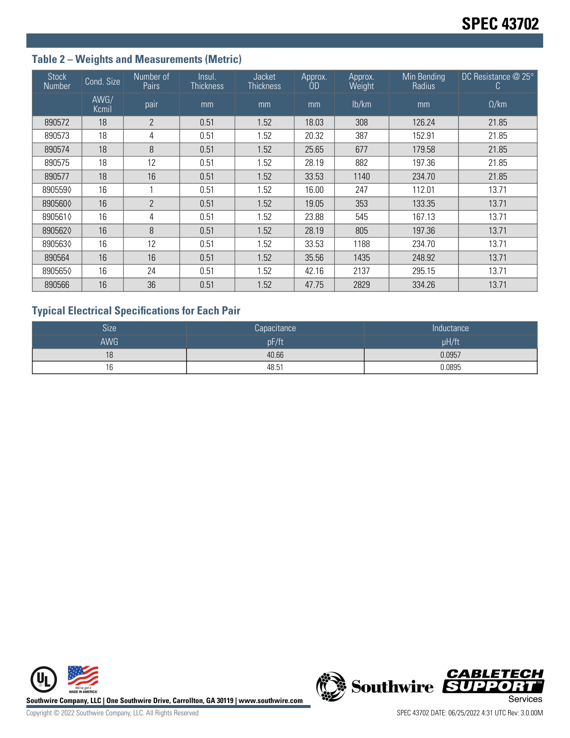### Table 2 – Weights and Measurements (Metric)

| Stock Number | Cond. Size | Number of Pairs | Insul. Thickness | Jacket Thickness | Approx. OD | Approx. Weight | Min Bending Radius | DC Resistance @ 25° C |
|---|---|---|---|---|---|---|---|---|
| | AWG/ Kcmil | pair | mm | mm | mm | lb/km | mm | Ω/km |
| 890572 | 18 | 2 | 0.51 | 1.52 | 18.03 | 308 | 126.24 | 21.85 |
| 890573 | 18 | 4 | 0.51 | 1.52 | 20.32 | 387 | 152.91 | 21.85 |
| 890574 | 18 | 8 | 0.51 | 1.52 | 25.65 | 677 | 179.58 | 21.85 |
| 890575 | 18 | 12 | 0.51 | 1.52 | 28.19 | 882 | 197.36 | 21.85 |
| 890577 | 18 | 16 | 0.51 | 1.52 | 33.53 | 1140 | 234.70 | 21.85 |
| 890559◊ | 16 | 1 | 0.51 | 1.52 | 16.00 | 247 | 112.01 | 13.71 |
| 890560◊ | 16 | 2 | 0.51 | 1.52 | 19.05 | 353 | 133.35 | 13.71 |
| 890561◊ | 16 | 4 | 0.51 | 1.52 | 23.88 | 545 | 167.13 | 13.71 |
| 890562◊ | 16 | 8 | 0.51 | 1.52 | 28.19 | 805 | 197.36 | 13.71 |
| 890563◊ | 16 | 12 | 0.51 | 1.52 | 33.53 | 1188 | 234.70 | 13.71 |
| 890564 | 16 | 16 | 0.51 | 1.52 | 35.56 | 1435 | 248.92 | 13.71 |
| 890565◊ | 16 | 24 | 0.51 | 1.52 | 42.16 | 2137 | 295.15 | 13.71 |
| 890566 | 16 | 36 | 0.51 | 1.52 | 47.75 | 2829 | 334.26 | 13.71 |

### Typical Electrical Specifications for Each Pair

| Size | Capacitance | Inductance |
|---|---|---|
| AWG | pF/ft | μH/ft |
| 18 | 40.66 | 0.0957 |
| 16 | 48.51 | 0.0895 |

Southwire Company, LLC | One Southwire Drive, Carrollton, GA 30119 | www.southwire.com

Copyright © 2022 Southwire Company, LLC. All Rights Reserved

SPEC 43702 DATE: 06/25/2022 4:31 UTC Rev: 3.0.00M